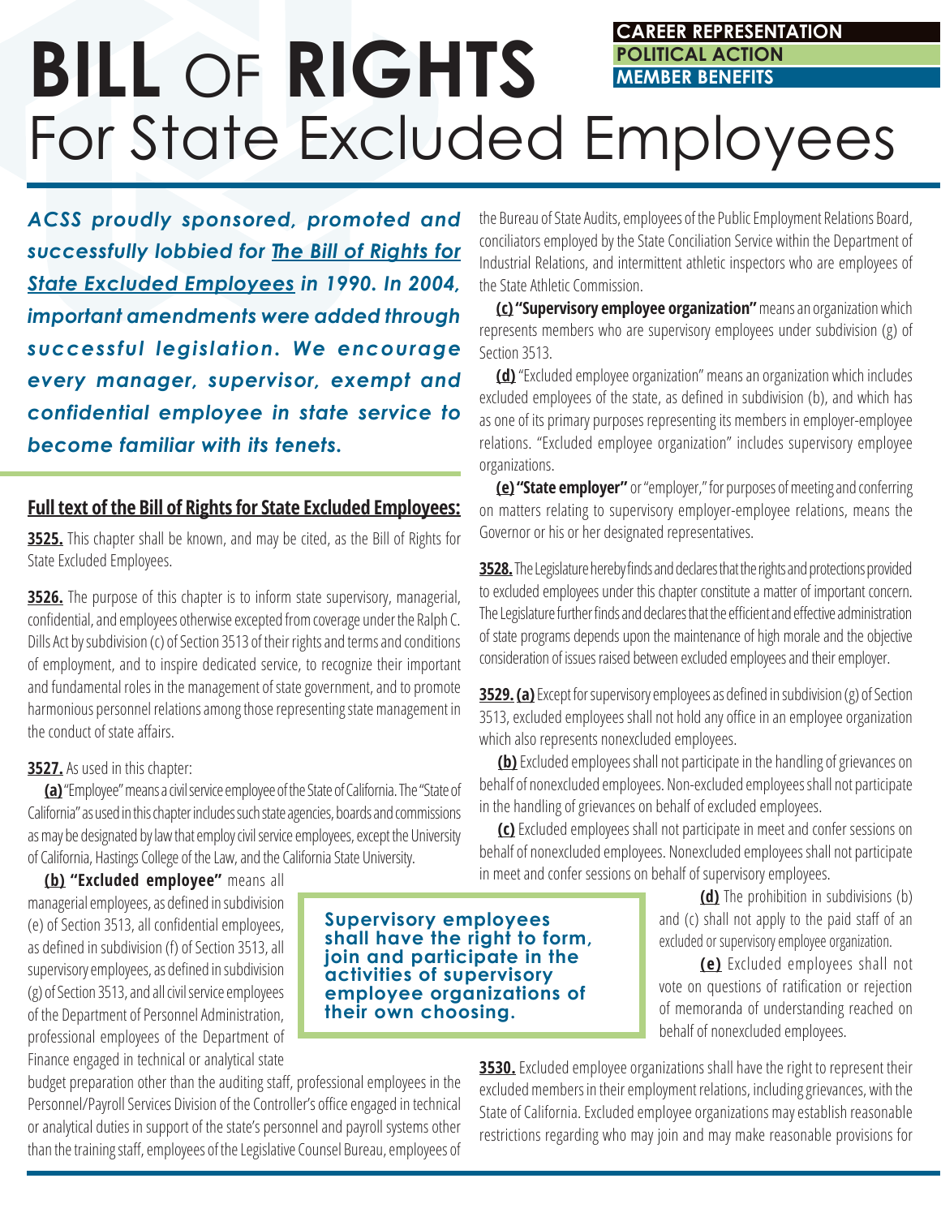# BILL OF RIGHTS For State Excluded Employees

CAREER REPRESENTATION
POLITICAL ACTION
MEMBER BENEFITS

***ACSS proudly sponsored, promoted and successfully lobbied for The Bill of Rights for State Excluded Employees in 1990. In 2004, important amendments were added through successful legislation. We encourage every manager, supervisor, exempt and confidential employee in state service to become familiar with its tenets.***

## Full text of the Bill of Rights for State Excluded Employees:

**3525.** This chapter shall be known, and may be cited, as the Bill of Rights for State Excluded Employees.

**3526.** The purpose of this chapter is to inform state supervisory, managerial, confidential, and employees otherwise excepted from coverage under the Ralph C. Dills Act by subdivision (c) of Section 3513 of their rights and terms and conditions of employment, and to inspire dedicated service, to recognize their important and fundamental roles in the management of state government, and to promote harmonious personnel relations among those representing state management in the conduct of state affairs.

**3527.** As used in this chapter:

**(a)** "Employee" means a civil service employee of the State of California. The "State of California" as used in this chapter includes such state agencies, boards and commissions as may be designated by law that employ civil service employees, except the University of California, Hastings College of the Law, and the California State University.

**(b) "Excluded employee"** means all managerial employees, as defined in subdivision (e) of Section 3513, all confidential employees, as defined in subdivision (f) of Section 3513, all supervisory employees, as defined in subdivision (g) of Section 3513, and all civil service employees of the Department of Personnel Administration, professional employees of the Department of Finance engaged in technical or analytical state budget preparation other than the auditing staff, professional employees in the Personnel/Payroll Services Division of the Controller's office engaged in technical or analytical duties in support of the state's personnel and payroll systems other than the training staff, employees of the Legislative Counsel Bureau, employees of the Bureau of State Audits, employees of the Public Employment Relations Board, conciliators employed by the State Conciliation Service within the Department of Industrial Relations, and intermittent athletic inspectors who are employees of the State Athletic Commission.

**(c) "Supervisory employee organization"** means an organization which represents members who are supervisory employees under subdivision (g) of Section 3513.

**(d)** "Excluded employee organization" means an organization which includes excluded employees of the state, as defined in subdivision (b), and which has as one of its primary purposes representing its members in employer-employee relations. "Excluded employee organization" includes supervisory employee organizations.

**(e) "State employer"** or "employer," for purposes of meeting and conferring on matters relating to supervisory employer-employee relations, means the Governor or his or her designated representatives.

**3528.** The Legislature hereby finds and declares that the rights and protections provided to excluded employees under this chapter constitute a matter of important concern. The Legislature further finds and declares that the efficient and effective administration of state programs depends upon the maintenance of high morale and the objective consideration of issues raised between excluded employees and their employer.

**3529. (a)** Except for supervisory employees as defined in subdivision (g) of Section 3513, excluded employees shall not hold any office in an employee organization which also represents nonexcluded employees.

**(b)** Excluded employees shall not participate in the handling of grievances on behalf of nonexcluded employees. Non-excluded employees shall not participate in the handling of grievances on behalf of excluded employees.

**(c)** Excluded employees shall not participate in meet and confer sessions on behalf of nonexcluded employees. Nonexcluded employees shall not participate in meet and confer sessions on behalf of supervisory employees.

**Supervisory employees shall have the right to form, join and participate in the activities of supervisory employee organizations of their own choosing.**

**(d)** The prohibition in subdivisions (b) and (c) shall not apply to the paid staff of an excluded or supervisory employee organization.

**(e)** Excluded employees shall not vote on questions of ratification or rejection of memoranda of understanding reached on behalf of nonexcluded employees.

**3530.** Excluded employee organizations shall have the right to represent their excluded members in their employment relations, including grievances, with the State of California. Excluded employee organizations may establish reasonable restrictions regarding who may join and may make reasonable provisions for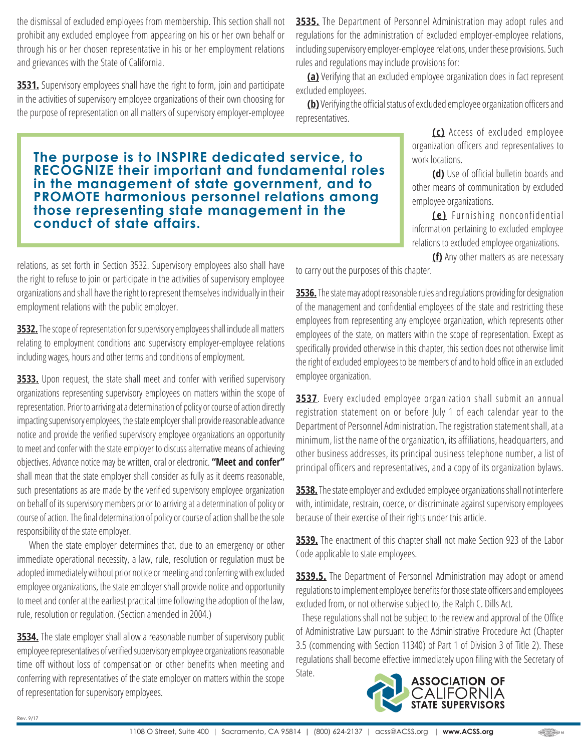the dismissal of excluded employees from membership. This section shall not prohibit any excluded employee from appearing on his or her own behalf or through his or her chosen representative in his or her employment relations and grievances with the State of California.

**3531.** Supervisory employees shall have the right to form, join and participate in the activities of supervisory employee organizations of their own choosing for the purpose of representation on all matters of supervisory employer-employee relations, as set forth in Section 3532. Supervisory employees also shall have the right to refuse to join or participate in the activities of supervisory employee organizations and shall have the right to represent themselves individually in their employment relations with the public employer.

**The purpose is to INSPIRE dedicated service, to RECOGNIZE their important and fundamental roles in the management of state government, and to PROMOTE harmonious personnel relations among those representing state management in the conduct of state affairs.**

**3532.** The scope of representation for supervisory employees shall include all matters relating to employment conditions and supervisory employer-employee relations including wages, hours and other terms and conditions of employment.

**3533.** Upon request, the state shall meet and confer with verified supervisory organizations representing supervisory employees on matters within the scope of representation. Prior to arriving at a determination of policy or course of action directly impacting supervisory employees, the state employer shall provide reasonable advance notice and provide the verified supervisory employee organizations an opportunity to meet and confer with the state employer to discuss alternative means of achieving objectives. Advance notice may be written, oral or electronic. **"Meet and confer"** shall mean that the state employer shall consider as fully as it deems reasonable, such presentations as are made by the verified supervisory employee organization on behalf of its supervisory members prior to arriving at a determination of policy or course of action. The final determination of policy or course of action shall be the sole responsibility of the state employer.

When the state employer determines that, due to an emergency or other immediate operational necessity, a law, rule, resolution or regulation must be adopted immediately without prior notice or meeting and conferring with excluded employee organizations, the state employer shall provide notice and opportunity to meet and confer at the earliest practical time following the adoption of the law, rule, resolution or regulation. (Section amended in 2004.)

**3534.** The state employer shall allow a reasonable number of supervisory public employee representatives of verified supervisory employee organizations reasonable time off without loss of compensation or other benefits when meeting and conferring with representatives of the state employer on matters within the scope of representation for supervisory employees.

**3535.** The Department of Personnel Administration may adopt rules and regulations for the administration of excluded employer-employee relations, including supervisory employer-employee relations, under these provisions. Such rules and regulations may include provisions for:

**(a)** Verifying that an excluded employee organization does in fact represent excluded employees.

**(b)** Verifying the official status of excluded employee organization officers and representatives.

**(c)** Access of excluded employee organization officers and representatives to work locations.

**(d)** Use of official bulletin boards and other means of communication by excluded employee organizations.

**(e)** Furnishing nonconfidential information pertaining to excluded employee relations to excluded employee organizations.

**(f)** Any other matters as are necessary to carry out the purposes of this chapter.

**3536.** The state may adopt reasonable rules and regulations providing for designation of the management and confidential employees of the state and restricting these employees from representing any employee organization, which represents other employees of the state, on matters within the scope of representation. Except as specifically provided otherwise in this chapter, this section does not otherwise limit the right of excluded employees to be members of and to hold office in an excluded employee organization.

**3537**. Every excluded employee organization shall submit an annual registration statement on or before July 1 of each calendar year to the Department of Personnel Administration. The registration statement shall, at a minimum, list the name of the organization, its affiliations, headquarters, and other business addresses, its principal business telephone number, a list of principal officers and representatives, and a copy of its organization bylaws.

**3538.** The state employer and excluded employee organizations shall not interfere with, intimidate, restrain, coerce, or discriminate against supervisory employees because of their exercise of their rights under this article.

**3539.** The enactment of this chapter shall not make Section 923 of the Labor Code applicable to state employees.

**3539.5.** The Department of Personnel Administration may adopt or amend regulations to implement employee benefits for those state officers and employees excluded from, or not otherwise subject to, the Ralph C. Dills Act.

These regulations shall not be subject to the review and approval of the Office of Administrative Law pursuant to the Administrative Procedure Act (Chapter 3.5 (commencing with Section 11340) of Part 1 of Division 3 of Title 2). These regulations shall become effective immediately upon filing with the Secretary of State.

ASSOCIATION OF CALIFORNIA STATE SUPERVISORS

Rev. 9/17

1108 O Street, Suite 400 | Sacramento, CA 95814 | (800) 624-2137 | acss@ACSS.org | **www.ACSS.org**